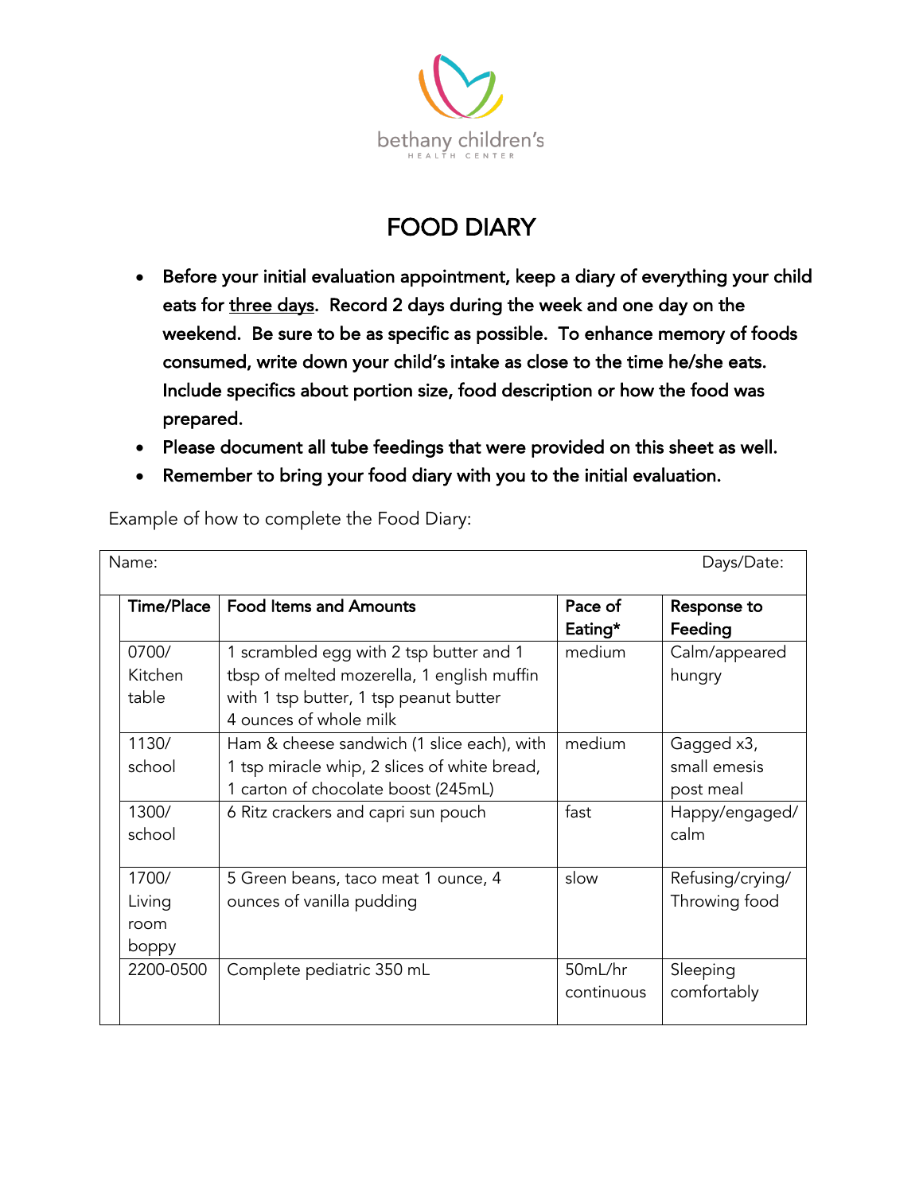bethany children's

HEALTH CENTER

# FOOD DIARY

- **Before your initial evaluation appointment, keep a diary of everything your child eats for <u>three days</u>. Record 2 days during the week and one day on the weekend. Be sure to be as specific as possible. To enhance memory of foods consumed, write down your child's intake as close to the time he/she eats. Include specifics about portion size, food description or how the food was prepared.**
- **Please document all tube feedings that were provided on this sheet as well.**
- **Remember to bring your food diary with you to the initial evaluation.**

Example of how to complete the Food Diary:

Name: Days/Date:

| Time/Place | Food Items and Amounts | Pace of Eating* | Response to Feeding |
|---|---|---|---|
| 0700/ Kitchen table | 1 scrambled egg with 2 tsp butter and 1 tbsp of melted mozerella, 1 english muffin with 1 tsp butter, 1 tsp peanut butter 4 ounces of whole milk | medium | Calm/appeared hungry |
| 1130/ school | Ham & cheese sandwich (1 slice each), with 1 tsp miracle whip, 2 slices of white bread, 1 carton of chocolate boost (245mL) | medium | Gagged x3, small emesis post meal |
| 1300/ school | 6 Ritz crackers and capri sun pouch | fast | Happy/engaged/ calm |
| 1700/ Living room boppy | 5 Green beans, taco meat 1 ounce, 4 ounces of vanilla pudding | slow | Refusing/crying/ Throwing food |
| 2200-0500 | Complete pediatric 350 mL | 50mL/hr continuous | Sleeping comfortably |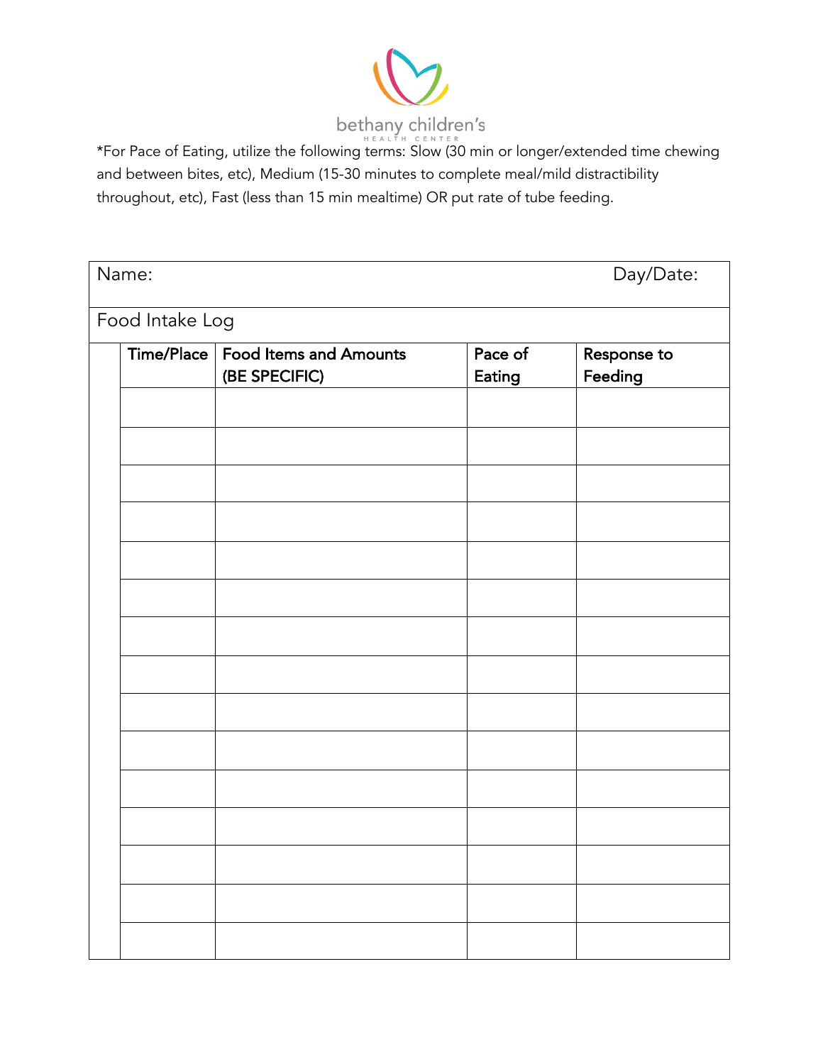bethany children's HEALTH CENTER

*For Pace of Eating, utilize the following terms: Slow (30 min or longer/extended time chewing and between bites, etc), Medium (15-30 minutes to complete meal/mild distractibility throughout, etc), Fast (less than 15 min mealtime) OR put rate of tube feeding.

Name: Day/Date:

Food Intake Log

| | Time/Place | Food Items and Amounts (BE SPECIFIC) | Pace of Eating | Response to Feeding |
|---|---|---|---|---|
| | | | | |
| | | | | |
| | | | | |
| | | | | |
| | | | | |
| | | | | |
| | | | | |
| | | | | |
| | | | | |
| | | | | |
| | | | | |
| | | | | |
| | | | | |
| | | | | |
| | | | | |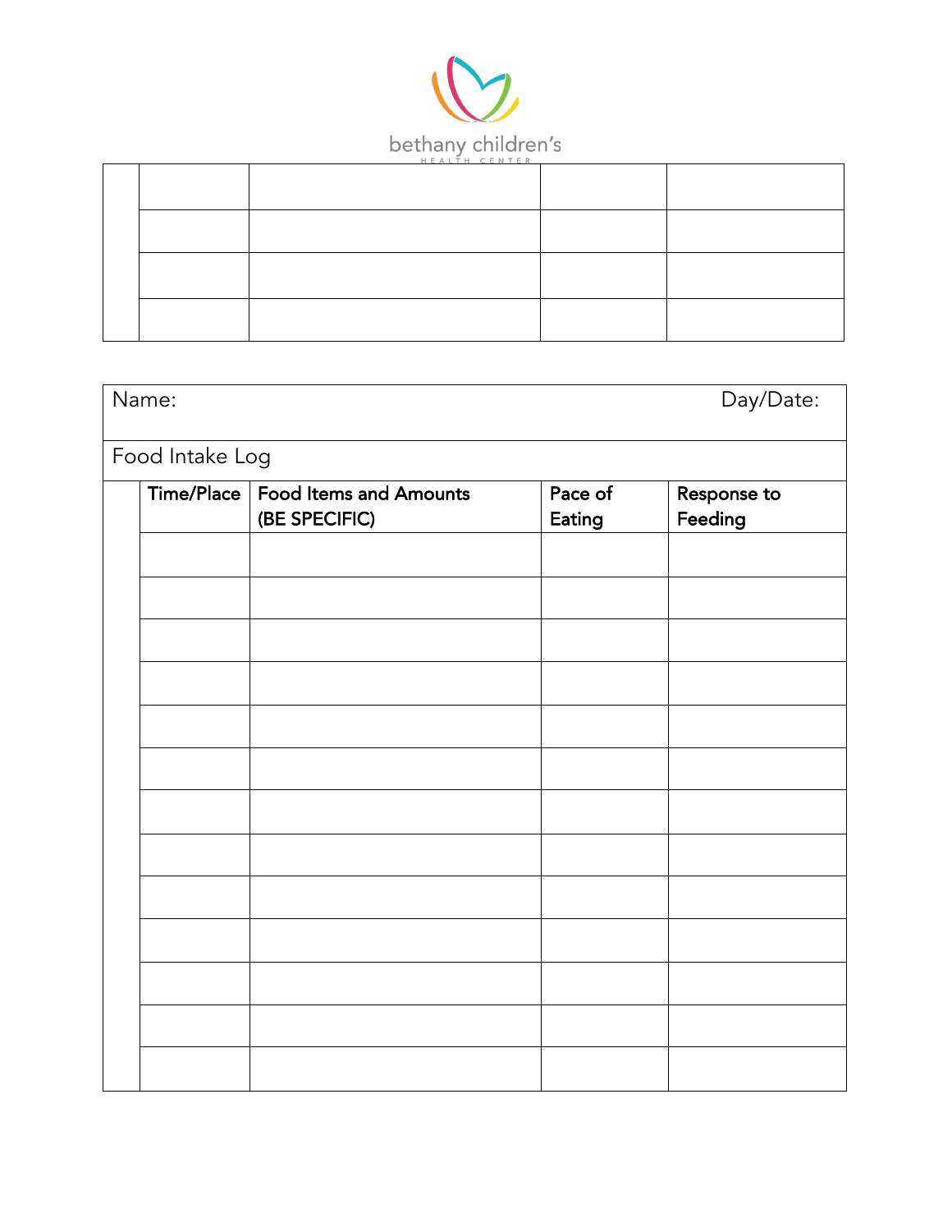bethany children's HEALTH CENTER

| | | | | |
|---|---|---|---|---|
| | | | | |
| | | | | |
| | | | | |
| | | | | |

Name: Day/Date:

Food Intake Log

| | Time/Place | Food Items and Amounts (BE SPECIFIC) | Pace of Eating | Response to Feeding |
|---|---|---|---|---|
| | | | | |
| | | | | |
| | | | | |
| | | | | |
| | | | | |
| | | | | |
| | | | | |
| | | | | |
| | | | | |
| | | | | |
| | | | | |
| | | | | |
| | | | | |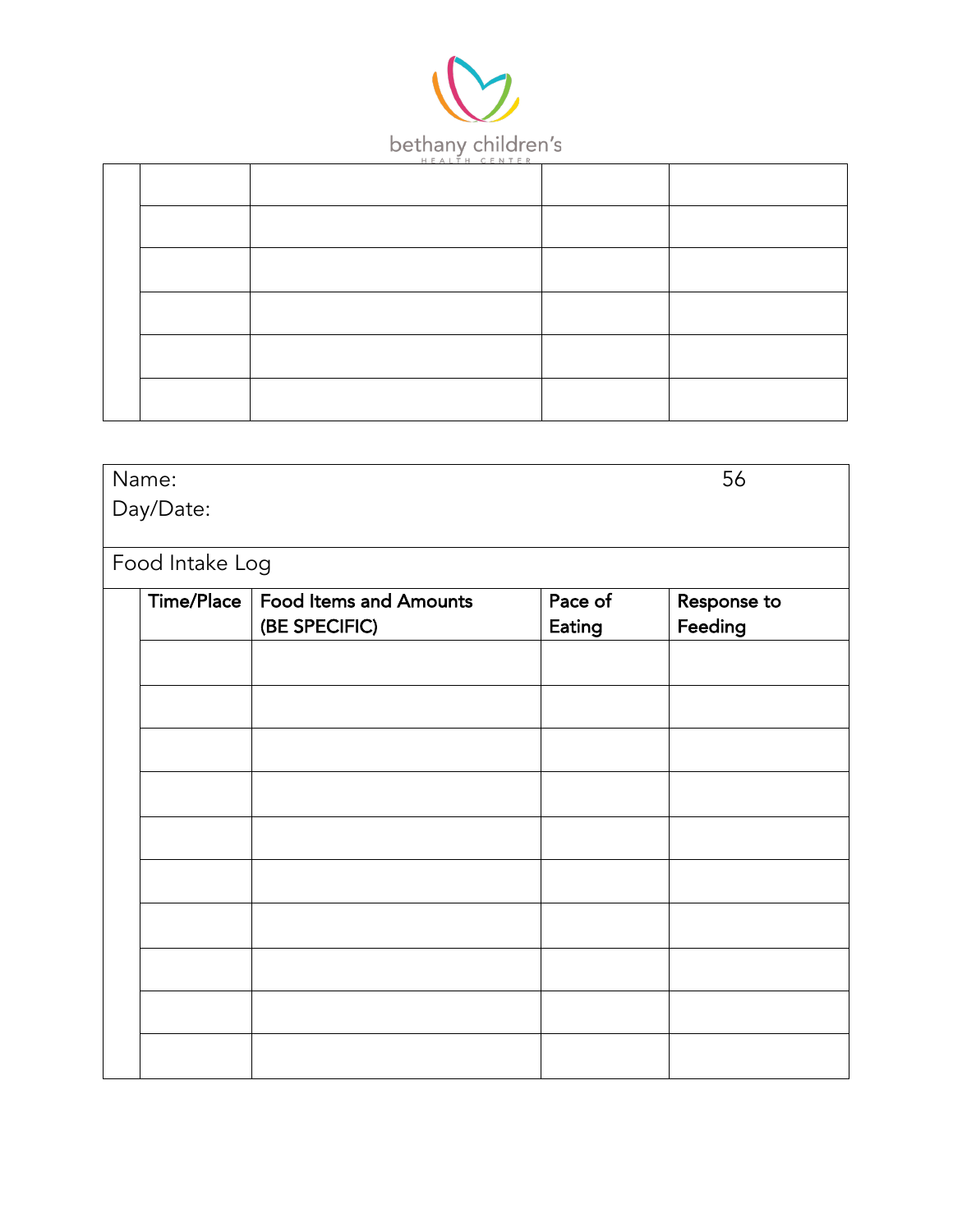| | | | | |
|---|---|---|---|---|
| | | | | |
| | | | | |
| | | | | |
| | | | | |
| | | | | |
| | | | | |

Name: 56

Day/Date:

Food Intake Log

| | Time/Place | Food Items and Amounts (BE SPECIFIC) | Pace of Eating | Response to Feeding |
|---|---|---|---|---|
| | | | | |
| | | | | |
| | | | | |
| | | | | |
| | | | | |
| | | | | |
| | | | | |
| | | | | |
| | | | | |
| | | | | |